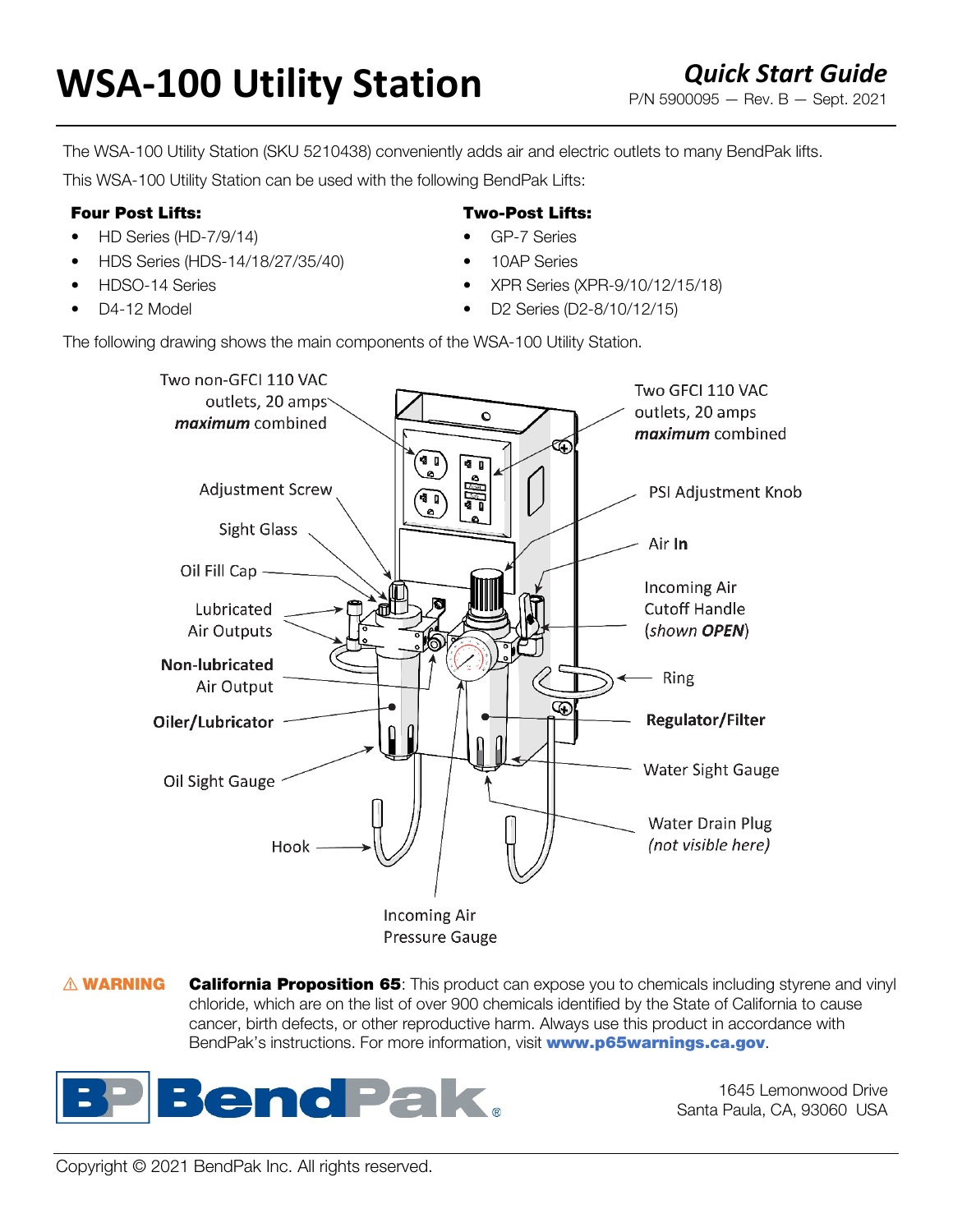# WSA-100 Utility Station

## Quick Start Guide

P/N 5900095 — Rev. B — Sept. 2021

The WSA-100 Utility Station (SKU 5210438) conveniently adds air and electric outlets to many BendPak lifts.

This WSA-100 Utility Station can be used with the following BendPak Lifts:

**Four Post Lifts:**

- HD Series (HD-7/9/14)
- HDS Series (HDS-14/18/27/35/40)
- HDSO-14 Series
- D4-12 Model

**Two-Post Lifts:**

- GP-7 Series
- 10AP Series
- XPR Series (XPR-9/10/12/15/18)
- D2 Series (D2-8/10/12/15)

The following drawing shows the main components of the WSA-100 Utility Station.

Two non-GFCI 110 VAC outlets, 20 amps ***maximum*** combined

Two GFCI 110 VAC outlets, 20 amps ***maximum*** combined

Adjustment Screw

PSI Adjustment Knob

Sight Glass

Air **In**

Oil Fill Cap

Incoming Air Cutoff Handle (*shown **OPEN***)

Lubricated Air Outputs

Ring

**Non-lubricated** Air Output

**Oiler/Lubricator**

**Regulator/Filter**

Water Sight Gauge

Oil Sight Gauge

Water Drain Plug *(not visible here)*

Hook

Incoming Air Pressure Gauge

⚠ **WARNING** **California Proposition 65**: This product can expose you to chemicals including styrene and vinyl chloride, which are on the list of over 900 chemicals identified by the State of California to cause cancer, birth defects, or other reproductive harm. Always use this product in accordance with BendPak's instructions. For more information, visit **www.p65warnings.ca.gov**.

BendPak

1645 Lemonwood Drive
Santa Paula, CA, 93060 USA

Copyright © 2021 BendPak Inc. All rights reserved.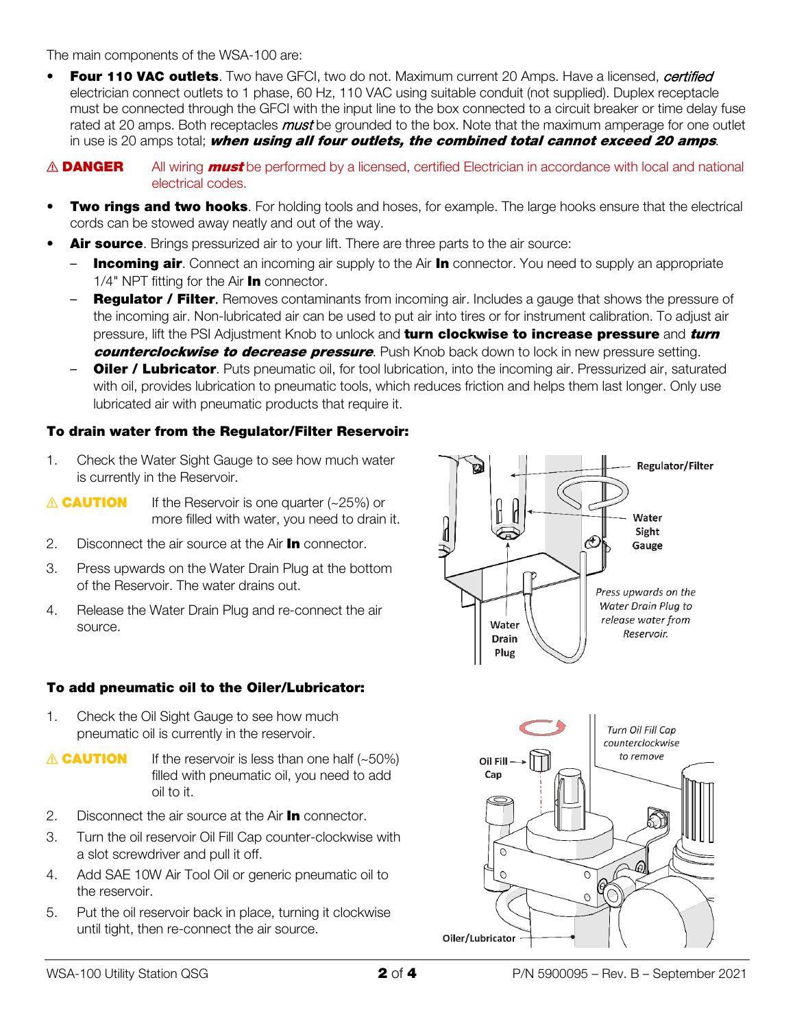The main components of the WSA-100 are:

- **Four 110 VAC outlets**. Two have GFCI, two do not. Maximum current 20 Amps. Have a licensed, *certified* electrician connect outlets to 1 phase, 60 Hz, 110 VAC using suitable conduit (not supplied). Duplex receptacle must be connected through the GFCI with the input line to the box connected to a circuit breaker or time delay fuse rated at 20 amps. Both receptacles *must* be grounded to the box. Note that the maximum amperage for one outlet in use is 20 amps total; ***when using all four outlets, the combined total cannot exceed 20 amps***.

⚠ **DANGER** All wiring ***must*** be performed by a licensed, certified Electrician in accordance with local and national electrical codes.

- **Two rings and two hooks**. For holding tools and hoses, for example. The large hooks ensure that the electrical cords can be stowed away neatly and out of the way.
- **Air source**. Brings pressurized air to your lift. There are three parts to the air source:
  - **Incoming air**. Connect an incoming air supply to the Air **In** connector. You need to supply an appropriate 1/4" NPT fitting for the Air **In** connector.
  - **Regulator / Filter**. Removes contaminants from incoming air. Includes a gauge that shows the pressure of the incoming air. Non-lubricated air can be used to put air into tires or for instrument calibration. To adjust air pressure, lift the PSI Adjustment Knob to unlock and **turn clockwise to increase pressure** and ***turn counterclockwise to decrease pressure***. Push Knob back down to lock in new pressure setting.
  - **Oiler / Lubricator**. Puts pneumatic oil, for tool lubrication, into the incoming air. Pressurized air, saturated with oil, provides lubrication to pneumatic tools, which reduces friction and helps them last longer. Only use lubricated air with pneumatic products that require it.

### To drain water from the Regulator/Filter Reservoir:

1. Check the Water Sight Gauge to see how much water is currently in the Reservoir.

⚠ **CAUTION** If the Reservoir is one quarter (~25%) or more filled with water, you need to drain it.

2. Disconnect the air source at the Air **In** connector.
3. Press upwards on the Water Drain Plug at the bottom of the Reservoir. The water drains out.
4. Release the Water Drain Plug and re-connect the air source.

Regulator/Filter
Water Sight Gauge
*Press upwards on the Water Drain Plug to release water from Reservoir.*
Water Drain Plug

### To add pneumatic oil to the Oiler/Lubricator:

1. Check the Oil Sight Gauge to see how much pneumatic oil is currently in the reservoir.

⚠ **CAUTION** If the reservoir is less than one half (~50%) filled with pneumatic oil, you need to add oil to it.

2. Disconnect the air source at the Air **In** connector.
3. Turn the oil reservoir Oil Fill Cap counter-clockwise with a slot screwdriver and pull it off.
4. Add SAE 10W Air Tool Oil or generic pneumatic oil to the reservoir.
5. Put the oil reservoir back in place, turning it clockwise until tight, then re-connect the air source.

Oil Fill Cap
*Turn Oil Fill Cap counterclockwise to remove*
Oiler/Lubricator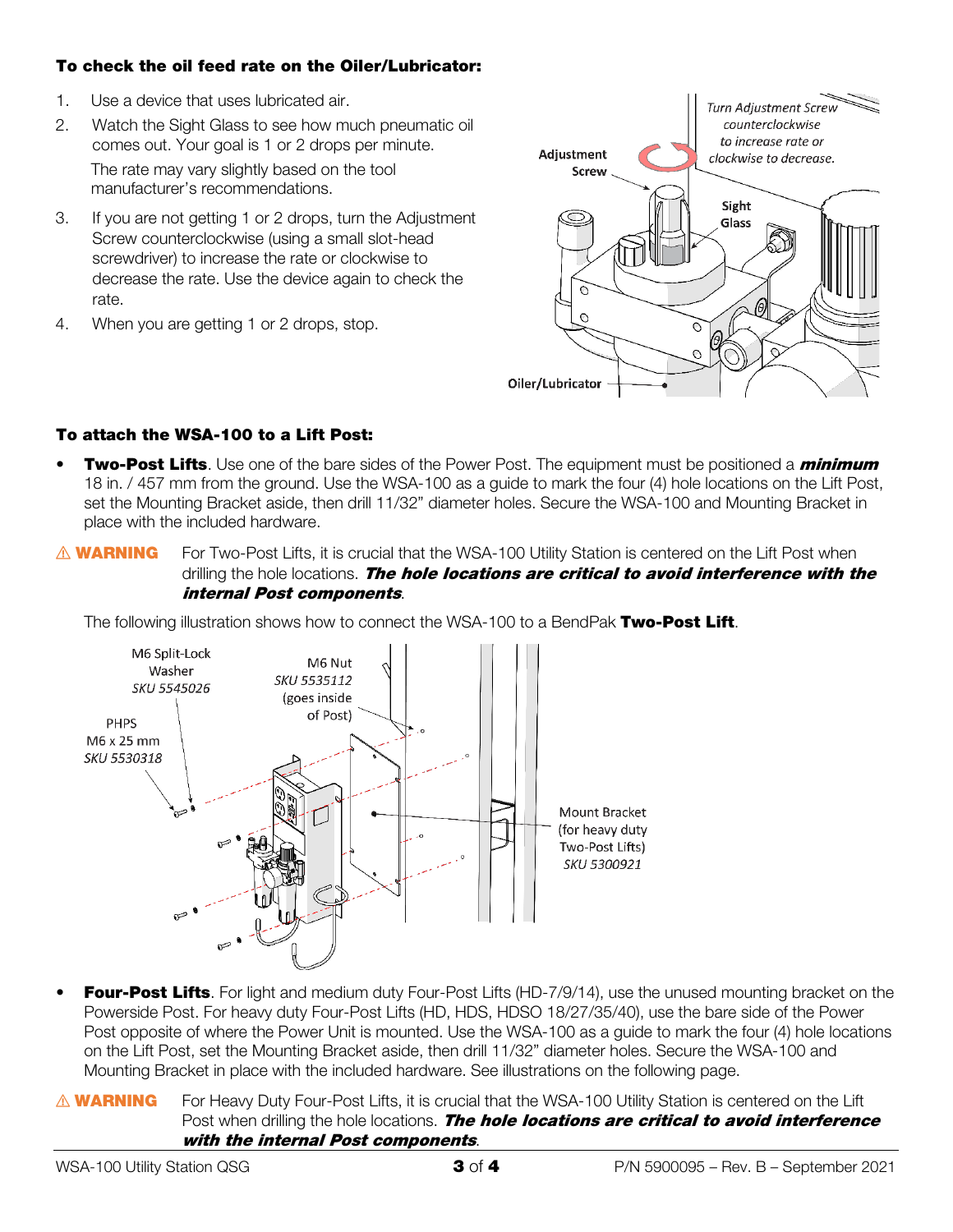**To check the oil feed rate on the Oiler/Lubricator:**

1. Use a device that uses lubricated air.
2. Watch the Sight Glass to see how much pneumatic oil comes out. Your goal is 1 or 2 drops per minute.

   The rate may vary slightly based on the tool manufacturer's recommendations.
3. If you are not getting 1 or 2 drops, turn the Adjustment Screw counterclockwise (using a small slot-head screwdriver) to increase the rate or clockwise to decrease the rate. Use the device again to check the rate.
4. When you are getting 1 or 2 drops, stop.

Adjustment Screw

*Turn Adjustment Screw counterclockwise to increase rate or clockwise to decrease.*

Sight Glass

Oiler/Lubricator

**To attach the WSA-100 to a Lift Post:**

- **Two-Post Lifts**. Use one of the bare sides of the Power Post. The equipment must be positioned a ***minimum*** 18 in. / 457 mm from the ground. Use the WSA-100 as a guide to mark the four (4) hole locations on the Lift Post, set the Mounting Bracket aside, then drill 11/32" diameter holes. Secure the WSA-100 and Mounting Bracket in place with the included hardware.

⚠ **WARNING** For Two-Post Lifts, it is crucial that the WSA-100 Utility Station is centered on the Lift Post when drilling the hole locations. ***The hole locations are critical to avoid interference with the internal Post components***.

The following illustration shows how to connect the WSA-100 to a BendPak **Two-Post Lift**.

M6 Split-Lock Washer *SKU 5545026*

M6 Nut *SKU 5535112* (goes inside of Post)

PHPS M6 x 25 mm *SKU 5530318*

Mount Bracket (for heavy duty Two-Post Lifts) *SKU 5300921*

- **Four-Post Lifts**. For light and medium duty Four-Post Lifts (HD-7/9/14), use the unused mounting bracket on the Powerside Post. For heavy duty Four-Post Lifts (HD, HDS, HDSO 18/27/35/40), use the bare side of the Power Post opposite of where the Power Unit is mounted. Use the WSA-100 as a guide to mark the four (4) hole locations on the Lift Post, set the Mounting Bracket aside, then drill 11/32" diameter holes. Secure the WSA-100 and Mounting Bracket in place with the included hardware. See illustrations on the following page.

⚠ **WARNING** For Heavy Duty Four-Post Lifts, it is crucial that the WSA-100 Utility Station is centered on the Lift Post when drilling the hole locations. ***The hole locations are critical to avoid interference with the internal Post components***.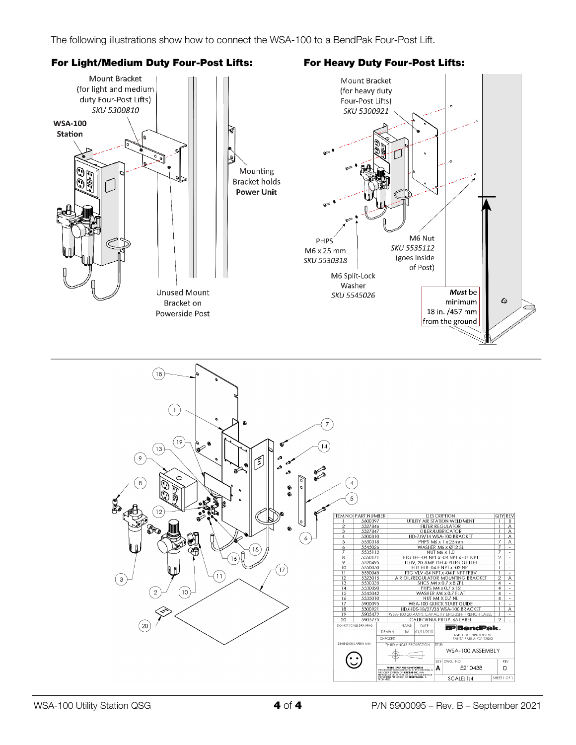The following illustrations show how to connect the WSA-100 to a BendPak Four-Post Lift.

### For Light/Medium Duty Four-Post Lifts:

Mount Bracket (for light and medium duty Four-Post Lifts) *SKU 5300810*

**WSA-100 Station**

Mounting Bracket holds **Power Unit**

Unused Mount Bracket on Powerside Post

### For Heavy Duty Four-Post Lifts:

Mount Bracket (for heavy duty Four-Post Lifts) *SKU 5300921*

PHPS M6 x 25 mm *SKU 5530318*

M6 Nut *SKU 5535112* (goes inside of Post)

M6 Split-Lock Washer *SKU 5545026*

***Must*** be minimum 18 in. /457 mm from the ground

| ITEM NO | PART NUMBER | DESCRIPTION | QTY | REV |
|---|---|---|---|---|
| 1 | 5600397 | UTILITY AIR STATION WELDMENT | 1 | B |
| 2 | 5327846 | FILTER REGULATOR | 1 | A |
| 3 | 5327847 | OILER/LUBRICATOR | 1 | A |
| 4 | 5300810 | HD-7/9/14 WSA-100 BRACKET | 1 | A |
| 5 | 5530318 | PHPS M6 x 1 x 25mm | 7 | A |
| 6 | 5545026 | WASHER M6 x Ø12 SL | 7 | - |
| 7 | 5535112 | NUT M6 x 1.0 | 7 | - |
| 8 | 5550171 | FTG TEE -04 NPT x -04 NPT x -04 NPT | 2 | - |
| 9 | 5520495 | 110V, 20 AMP GFI 4-PLUG OUTLET | 1 | - |
| 10 | 5550050 | FTG ELB -04 F NPT x -02 NPT | 1 | - |
| 11 | 5550045 | FTG VLV -04 NPT x -04 F NPT TPBV | 1 | - |
| 12 | 5323015 | AIR OIL/REGULATOR MOUNTING BRACKET | 2 | A |
| 13 | 5530335 | SHCS M4 x 0.7 x 8 ZPL | 4 | - |
| 14 | 5530020 | PHPS M4 x 0.7 x 12 | 4 | - |
| 15 | 5545042 | WASHER M4 x 0.7 FLAT | 4 | - |
| 16 | 5535010 | NUT M4 X 0.7 NL | 4 | - |
| 17 | 5900095 | WSA-100 QUICK START GUIDE | 1 | - |
| 18 | 5300921 | HD/HDS-18/27/35 WSA-100 BRACKET | 1 | A |
| 19 | 5905472 | WSA-100 20 AMPS CAPACITY ENGLISH- FRENCH LABEL | 1 | - |
| 20 | 5905775 | CALIFORNIA PROP. 65 LABEL | 2 | - |

DO NOT SCALE DRAWING

DIMENSIONS ARE IN MM

DRAWN: TM, 01/11/2010

CHECKED

THIRD ANGLE PROJECTION

BendPak. 1645 LEMONWOOD DR. SANTA PAULA, CA 93060

TITLE: WSA-100 ASSEMBLY

SIZE: A DWG. NO. 5210438 REV: D

SCALE: 1:4 SHEET 1 OF 1

PROPRIETARY AND CONFIDENTIAL